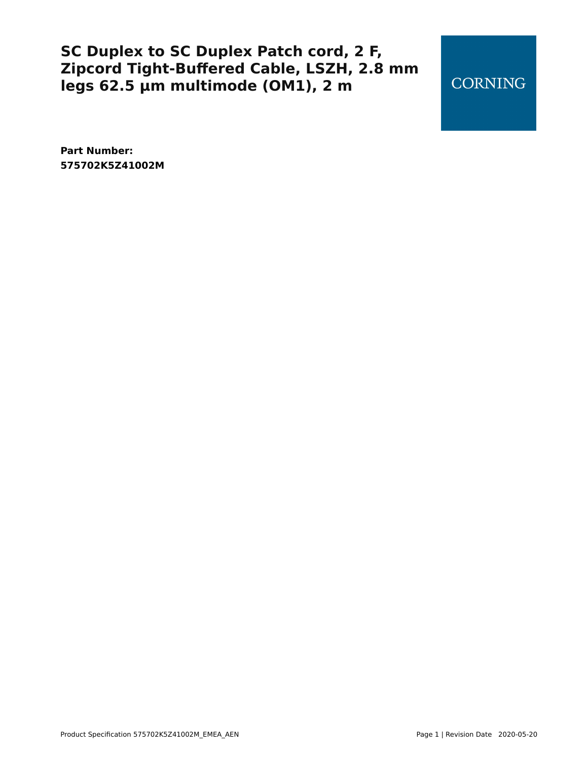# SC Duplex to SC Duplex Patch cord, 2 F, Zipcord Tight-Buffered Cable, LSZH, 2.8 mm legs 62.5 µm multimode (OM1), 2 m

CORNING

**Part Number:**
**575702K5Z41002M**

Product Specification 575702K5Z41002M_EMEA_AEN

Revision Date 2020-05-20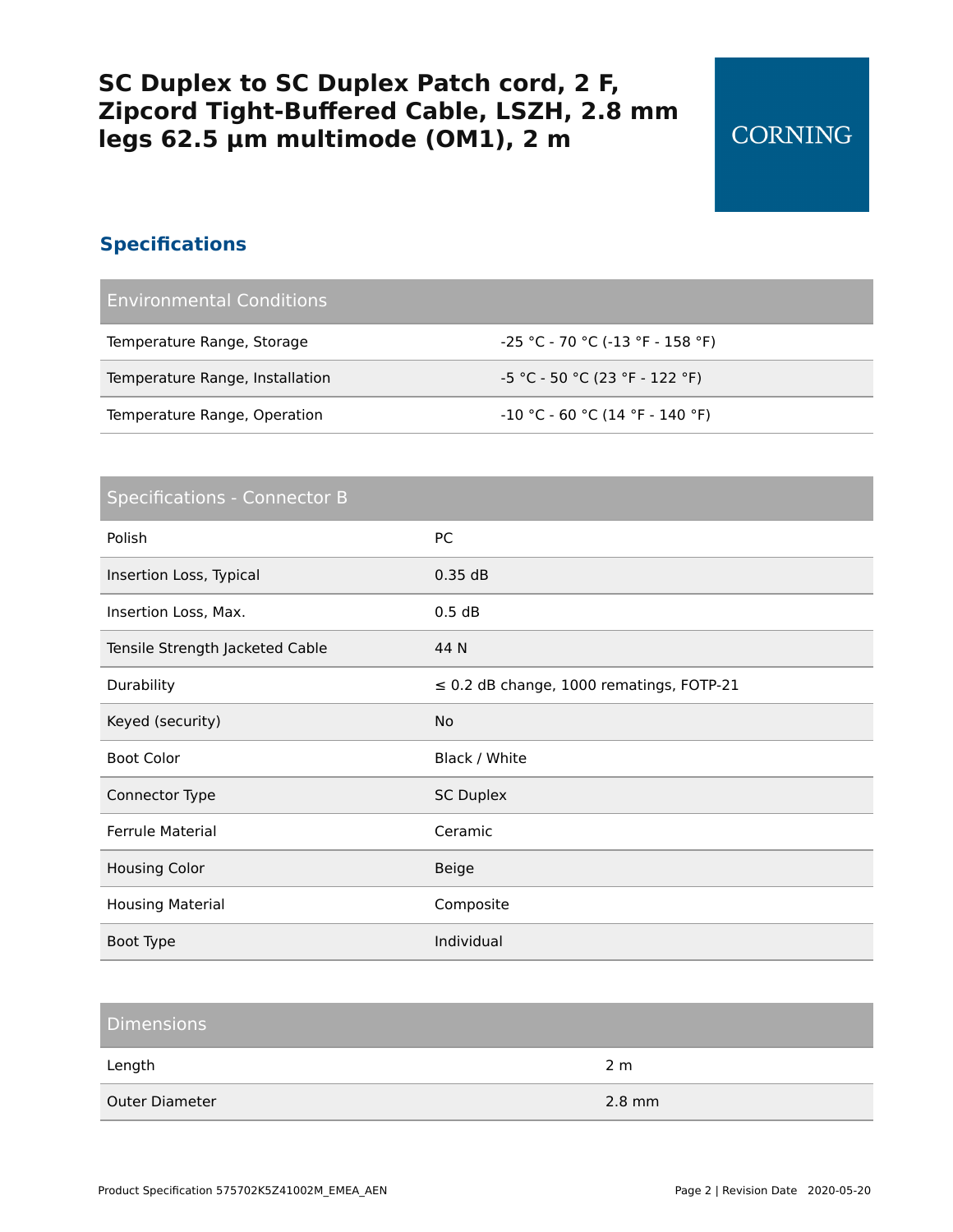# SC Duplex to SC Duplex Patch cord, 2 F, Zipcord Tight-Buffered Cable, LSZH, 2.8 mm legs 62.5 µm multimode (OM1), 2 m

CORNING

## Specifications

| Environmental Conditions | |
|---|---|
| Temperature Range, Storage | -25 °C - 70 °C (-13 °F - 158 °F) |
| Temperature Range, Installation | -5 °C - 50 °C (23 °F - 122 °F) |
| Temperature Range, Operation | -10 °C - 60 °C (14 °F - 140 °F) |

| Specifications - Connector B | |
|---|---|
| Polish | PC |
| Insertion Loss, Typical | 0.35 dB |
| Insertion Loss, Max. | 0.5 dB |
| Tensile Strength Jacketed Cable | 44 N |
| Durability | ≤ 0.2 dB change, 1000 rematings, FOTP-21 |
| Keyed (security) | No |
| Boot Color | Black / White |
| Connector Type | SC Duplex |
| Ferrule Material | Ceramic |
| Housing Color | Beige |
| Housing Material | Composite |
| Boot Type | Individual |

| Dimensions | |
|---|---|
| Length | 2 m |
| Outer Diameter | 2.8 mm |

Product Specification 575702K5Z41002M_EMEA_AEN

Revision Date 2020-05-20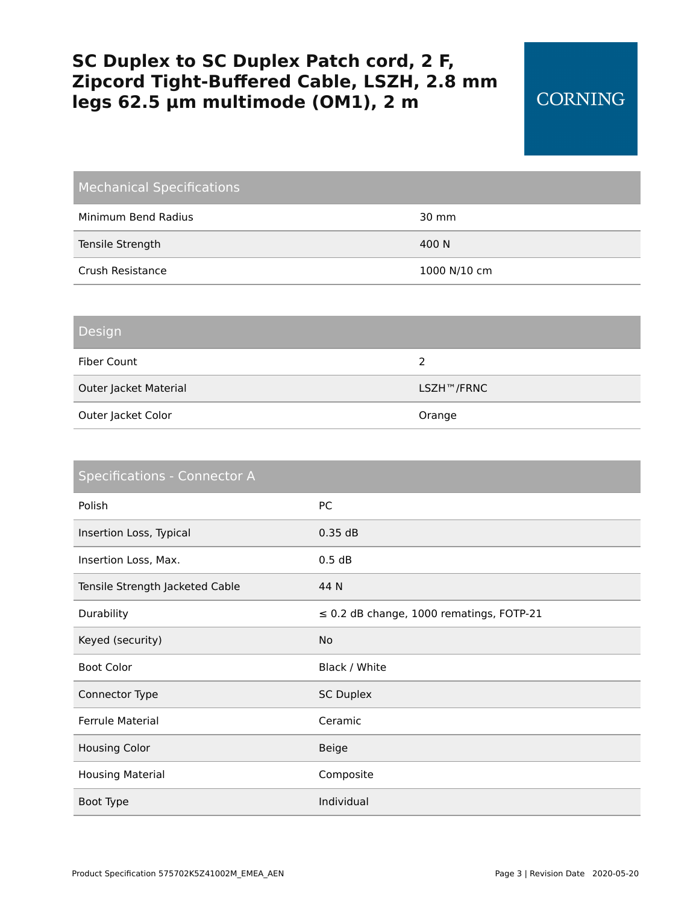# SC Duplex to SC Duplex Patch cord, 2 F, Zipcord Tight-Buffered Cable, LSZH, 2.8 mm legs 62.5 µm multimode (OM1), 2 m

CORNING

| Mechanical Specifications | |
|---|---|
| Minimum Bend Radius | 30 mm |
| Tensile Strength | 400 N |
| Crush Resistance | 1000 N/10 cm |

| Design | |
|---|---|
| Fiber Count | 2 |
| Outer Jacket Material | LSZH™/FRNC |
| Outer Jacket Color | Orange |

| Specifications - Connector A | |
|---|---|
| Polish | PC |
| Insertion Loss, Typical | 0.35 dB |
| Insertion Loss, Max. | 0.5 dB |
| Tensile Strength Jacketed Cable | 44 N |
| Durability | ≤ 0.2 dB change, 1000 rematings, FOTP-21 |
| Keyed (security) | No |
| Boot Color | Black / White |
| Connector Type | SC Duplex |
| Ferrule Material | Ceramic |
| Housing Color | Beige |
| Housing Material | Composite |
| Boot Type | Individual |

Product Specification 575702K5Z41002M_EMEA_AEN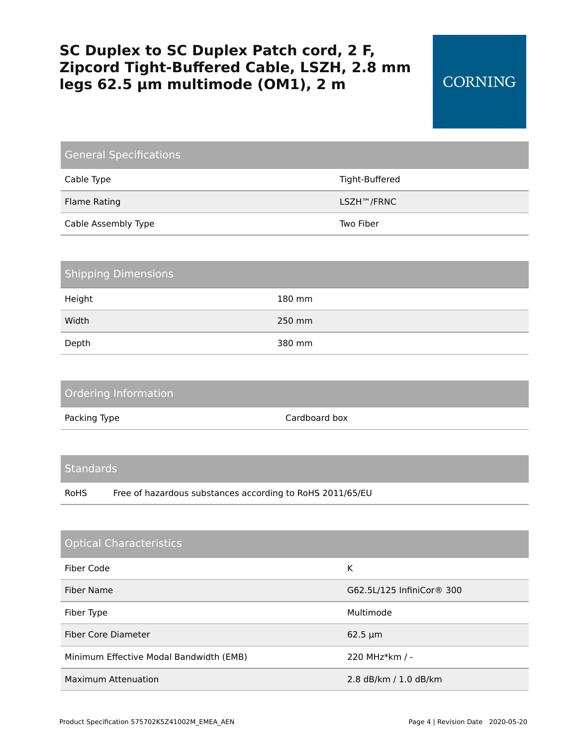# SC Duplex to SC Duplex Patch cord, 2 F, Zipcord Tight-Buffered Cable, LSZH, 2.8 mm legs 62.5 µm multimode (OM1), 2 m

CORNING

## General Specifications

| | |
|---|---|
| Cable Type | Tight-Buffered |
| Flame Rating | LSZH™/FRNC |
| Cable Assembly Type | Two Fiber |

## Shipping Dimensions

| | |
|---|---|
| Height | 180 mm |
| Width | 250 mm |
| Depth | 380 mm |

## Ordering Information

| | |
|---|---|
| Packing Type | Cardboard box |

## Standards

| | |
|---|---|
| RoHS | Free of hazardous substances according to RoHS 2011/65/EU |

## Optical Characteristics

| | |
|---|---|
| Fiber Code | K |
| Fiber Name | G62.5L/125 InfiniCor® 300 |
| Fiber Type | Multimode |
| Fiber Core Diameter | 62.5 µm |
| Minimum Effective Modal Bandwidth (EMB) | 220 MHz*km / - |
| Maximum Attenuation | 2.8 dB/km / 1.0 dB/km |

Product Specification 575702K5Z41002M_EMEA_AEN

Revision Date 2020-05-20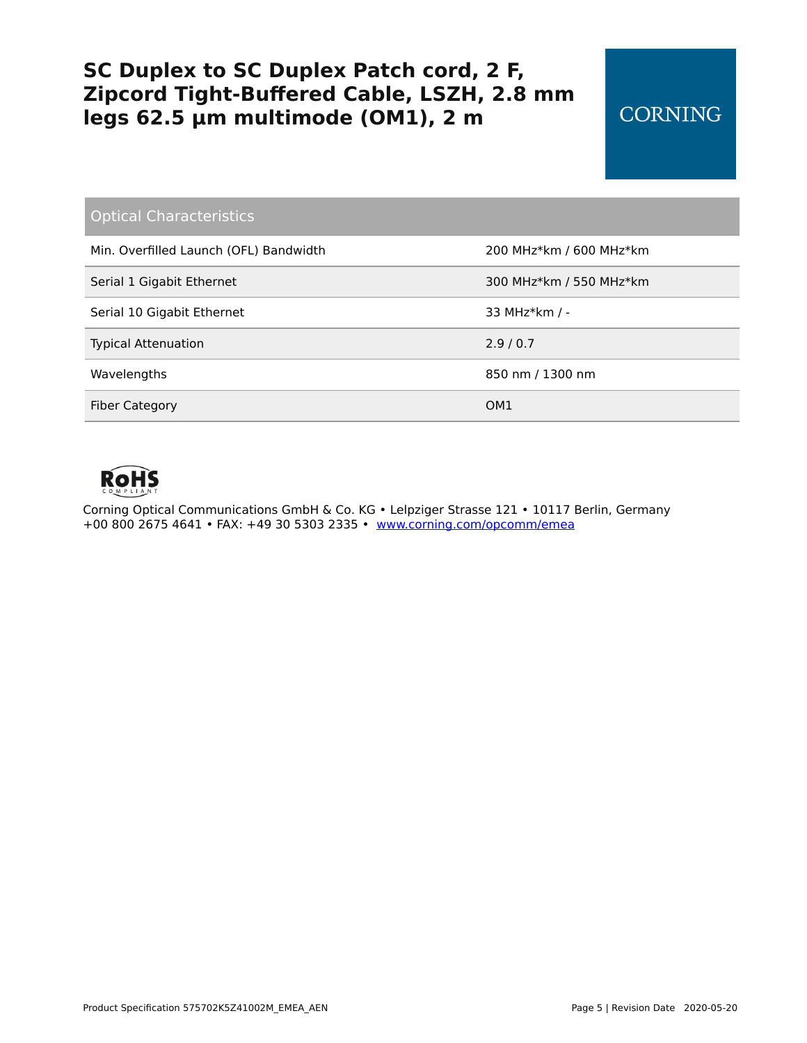# SC Duplex to SC Duplex Patch cord, 2 F, Zipcord Tight-Buffered Cable, LSZH, 2.8 mm legs 62.5 µm multimode (OM1), 2 m

CORNING

| Optical Characteristics | |
|---|---|
| Min. Overfilled Launch (OFL) Bandwidth | 200 MHz*km / 600 MHz*km |
| Serial 1 Gigabit Ethernet | 300 MHz*km / 550 MHz*km |
| Serial 10 Gigabit Ethernet | 33 MHz*km / - |
| Typical Attenuation | 2.9 / 0.7 |
| Wavelengths | 850 nm / 1300 nm |
| Fiber Category | OM1 |

RoHS COMPLIANT

Corning Optical Communications GmbH & Co. KG • Lelpziger Strasse 121 • 10117 Berlin, Germany
+00 800 2675 4641 • FAX: +49 30 5303 2335 • [www.corning.com/opcomm/emea](http://www.corning.com/opcomm/emea)

Product Specification 575702K5Z41002M_EMEA_AEN | Revision Date 2020-05-20